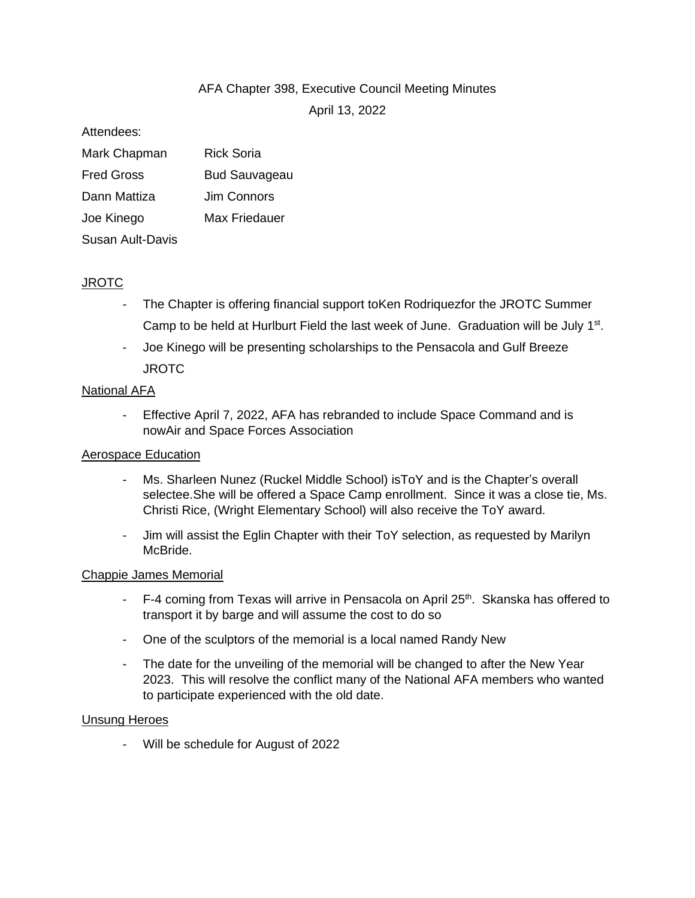AFA Chapter 398, Executive Council Meeting Minutes

April 13, 2022

Attendees:

| | |
|---|---|
| Mark Chapman | Rick Soria |
| Fred Gross | Bud Sauvageau |
| Dann Mattiza | Jim Connors |
| Joe Kinego | Max Friedauer |
| Susan Ault-Davis | |

JROTC

- The Chapter is offering financial support toKen Rodriquezfor the JROTC Summer Camp to be held at Hurlburt Field the last week of June. Graduation will be July 1st.
- Joe Kinego will be presenting scholarships to the Pensacola and Gulf Breeze JROTC

National AFA

- Effective April 7, 2022, AFA has rebranded to include Space Command and is nowAir and Space Forces Association

Aerospace Education

- Ms. Sharleen Nunez (Ruckel Middle School) isToY and is the Chapter's overall selectee.She will be offered a Space Camp enrollment. Since it was a close tie, Ms. Christi Rice, (Wright Elementary School) will also receive the ToY award.
- Jim will assist the Eglin Chapter with their ToY selection, as requested by Marilyn McBride.

Chappie James Memorial

- F-4 coming from Texas will arrive in Pensacola on April 25th. Skanska has offered to transport it by barge and will assume the cost to do so
- One of the sculptors of the memorial is a local named Randy New
- The date for the unveiling of the memorial will be changed to after the New Year 2023. This will resolve the conflict many of the National AFA members who wanted to participate experienced with the old date.

Unsung Heroes

- Will be schedule for August of 2022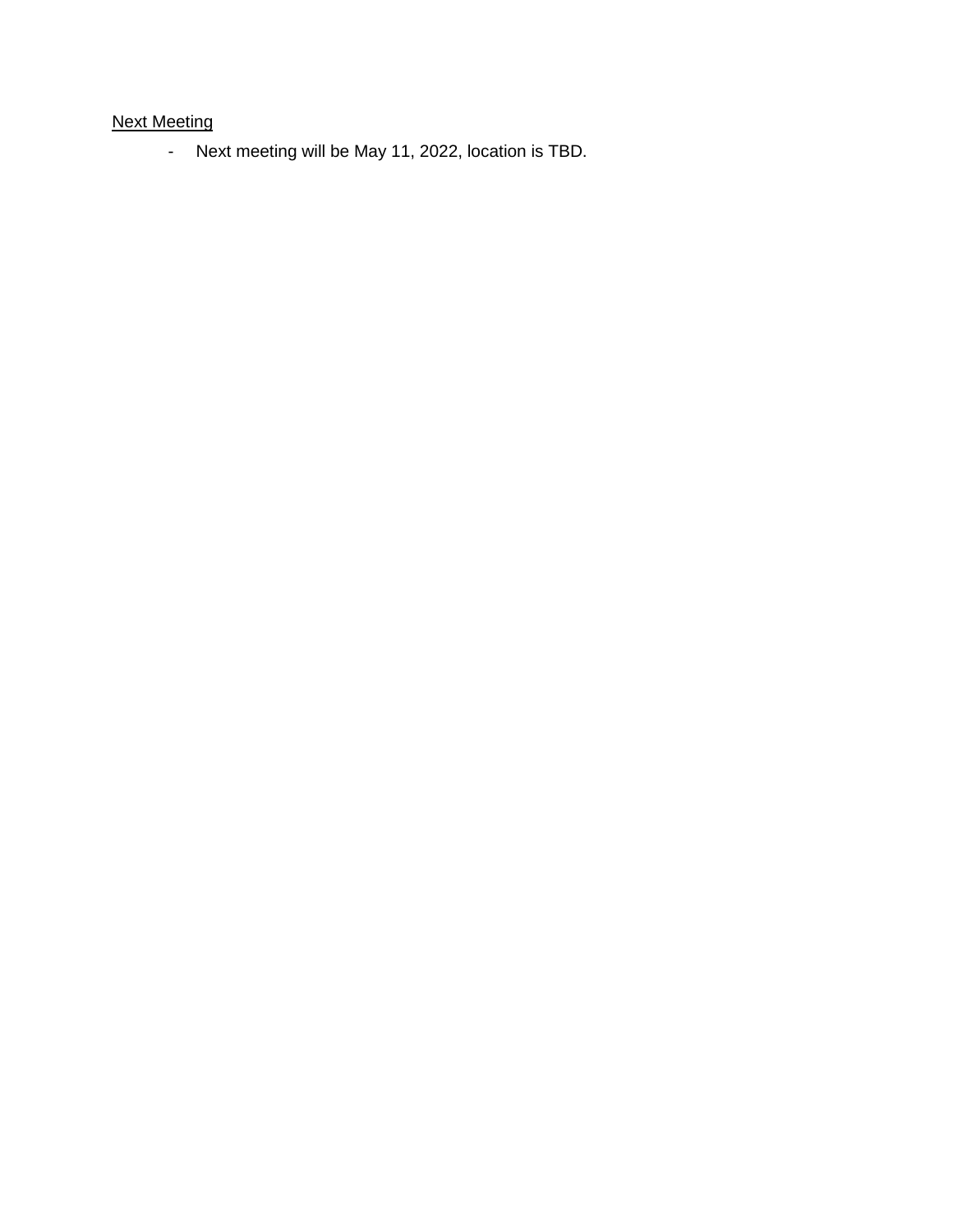<u>Next Meeting</u>

- Next meeting will be May 11, 2022, location is TBD.